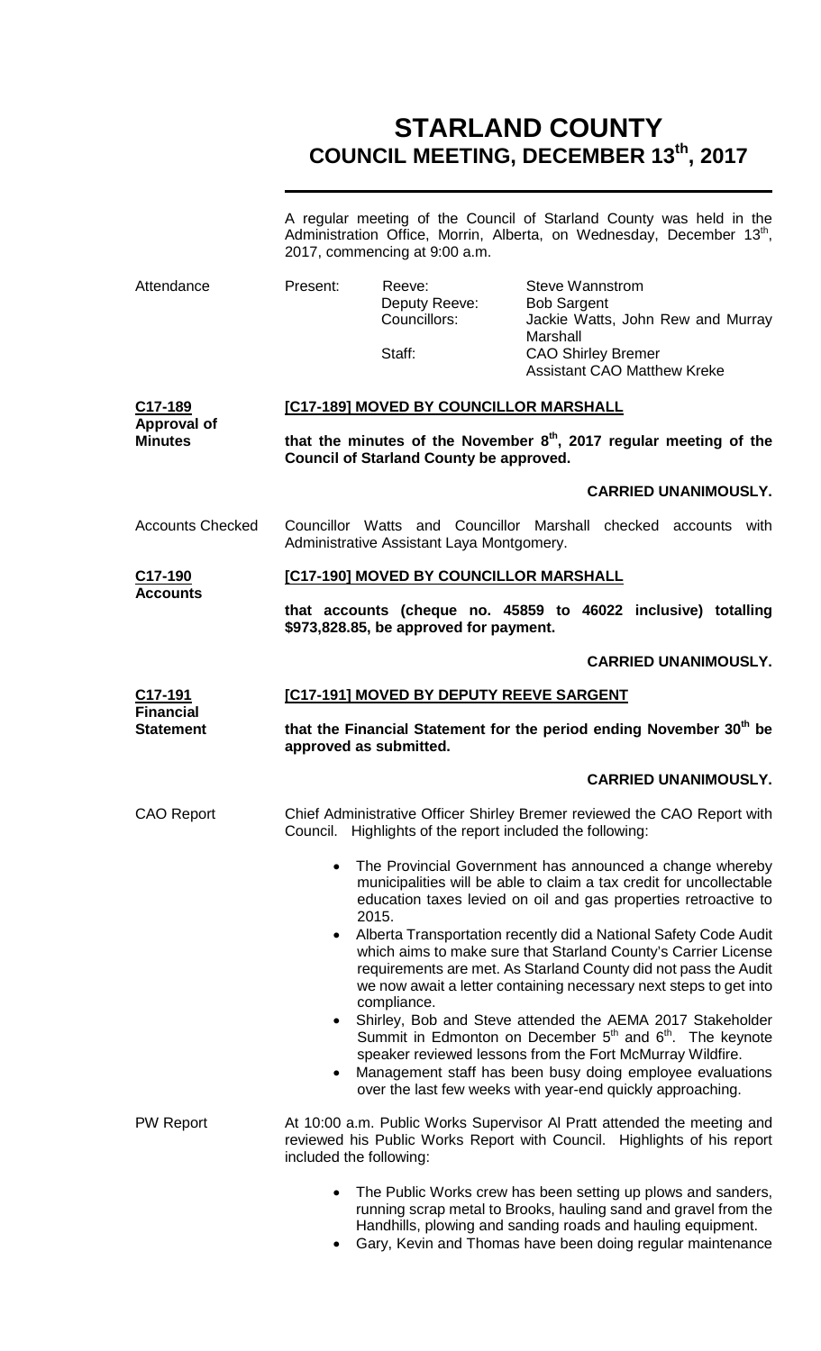# STARLAND COUNTY
## COUNCIL MEETING, DECEMBER 13th, 2017

A regular meeting of the Council of Starland County was held in the Administration Office, Morrin, Alberta, on Wednesday, December 13th, 2017, commencing at 9:00 a.m.

**Attendance**

| Present: | Reeve: | Steve Wannstrom |
|---|---|---|
| | Deputy Reeve: | Bob Sargent |
| | Councillors: | Jackie Watts, John Rew and Murray Marshall |
| | Staff: | CAO Shirley Bremer |
| | | Assistant CAO Matthew Kreke |

**C17-189 Approval of Minutes**

**[C17-189] MOVED BY COUNCILLOR MARSHALL**

**that the minutes of the November 8th, 2017 regular meeting of the Council of Starland County be approved.**

**CARRIED UNANIMOUSLY.**

**Accounts Checked**

Councillor Watts and Councillor Marshall checked accounts with Administrative Assistant Laya Montgomery.

**C17-190 Accounts**

**[C17-190] MOVED BY COUNCILLOR MARSHALL**

**that accounts (cheque no. 45859 to 46022 inclusive) totalling $973,828.85, be approved for payment.**

**CARRIED UNANIMOUSLY.**

**C17-191 Financial Statement**

**[C17-191] MOVED BY DEPUTY REEVE SARGENT**

**that the Financial Statement for the period ending November 30th be approved as submitted.**

**CARRIED UNANIMOUSLY.**

**CAO Report**

Chief Administrative Officer Shirley Bremer reviewed the CAO Report with Council. Highlights of the report included the following:

- The Provincial Government has announced a change whereby municipalities will be able to claim a tax credit for uncollectable education taxes levied on oil and gas properties retroactive to 2015.
- Alberta Transportation recently did a National Safety Code Audit which aims to make sure that Starland County's Carrier License requirements are met. As Starland County did not pass the Audit we now await a letter containing necessary next steps to get into compliance.
- Shirley, Bob and Steve attended the AEMA 2017 Stakeholder Summit in Edmonton on December 5th and 6th. The keynote speaker reviewed lessons from the Fort McMurray Wildfire.
- Management staff has been busy doing employee evaluations over the last few weeks with year-end quickly approaching.

**PW Report**

At 10:00 a.m. Public Works Supervisor Al Pratt attended the meeting and reviewed his Public Works Report with Council. Highlights of his report included the following:

- The Public Works crew has been setting up plows and sanders, running scrap metal to Brooks, hauling sand and gravel from the Handhills, plowing and sanding roads and hauling equipment.
- Gary, Kevin and Thomas have been doing regular maintenance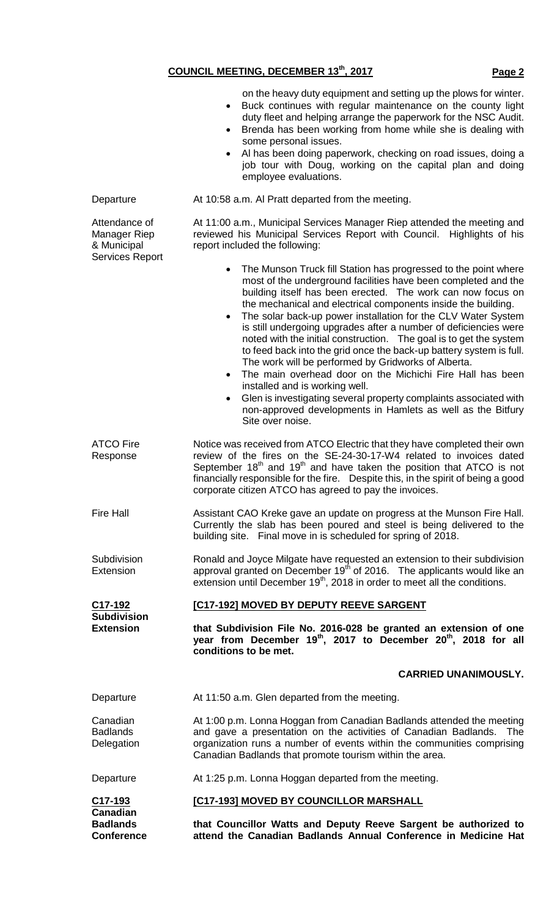on the heavy duty equipment and setting up the plows for winter.

- Buck continues with regular maintenance on the county light duty fleet and helping arrange the paperwork for the NSC Audit.
- Brenda has been working from home while she is dealing with some personal issues.
- Al has been doing paperwork, checking on road issues, doing a job tour with Doug, working on the capital plan and doing employee evaluations.

**Departure**

At 10:58 a.m. Al Pratt departed from the meeting.

**Attendance of Manager Riep & Municipal Services Report**

At 11:00 a.m., Municipal Services Manager Riep attended the meeting and reviewed his Municipal Services Report with Council. Highlights of his report included the following:

- The Munson Truck fill Station has progressed to the point where most of the underground facilities have been completed and the building itself has been erected. The work can now focus on the mechanical and electrical components inside the building.
- The solar back-up power installation for the CLV Water System is still undergoing upgrades after a number of deficiencies were noted with the initial construction. The goal is to get the system to feed back into the grid once the back-up battery system is full. The work will be performed by Gridworks of Alberta.
- The main overhead door on the Michichi Fire Hall has been installed and is working well.
- Glen is investigating several property complaints associated with non-approved developments in Hamlets as well as the Bitfury Site over noise.

**ATCO Fire Response**

Notice was received from ATCO Electric that they have completed their own review of the fires on the SE-24-30-17-W4 related to invoices dated September 18th and 19th and have taken the position that ATCO is not financially responsible for the fire. Despite this, in the spirit of being a good corporate citizen ATCO has agreed to pay the invoices.

**Fire Hall**

Assistant CAO Kreke gave an update on progress at the Munson Fire Hall. Currently the slab has been poured and steel is being delivered to the building site. Final move in is scheduled for spring of 2018.

**Subdivision Extension**

Ronald and Joyce Milgate have requested an extension to their subdivision approval granted on December 19th of 2016. The applicants would like an extension until December 19th, 2018 in order to meet all the conditions.

**C17-192 Subdivision Extension**

**[C17-192] MOVED BY DEPUTY REEVE SARGENT**

**that Subdivision File No. 2016-028 be granted an extension of one year from December 19th, 2017 to December 20th, 2018 for all conditions to be met.**

**CARRIED UNANIMOUSLY.**

**Departure**

At 11:50 a.m. Glen departed from the meeting.

**Canadian Badlands Delegation**

At 1:00 p.m. Lonna Hoggan from Canadian Badlands attended the meeting and gave a presentation on the activities of Canadian Badlands. The organization runs a number of events within the communities comprising Canadian Badlands that promote tourism within the area.

**Departure**

At 1:25 p.m. Lonna Hoggan departed from the meeting.

**C17-193 Canadian Badlands Conference**

**[C17-193] MOVED BY COUNCILLOR MARSHALL**

**that Councillor Watts and Deputy Reeve Sargent be authorized to attend the Canadian Badlands Annual Conference in Medicine Hat**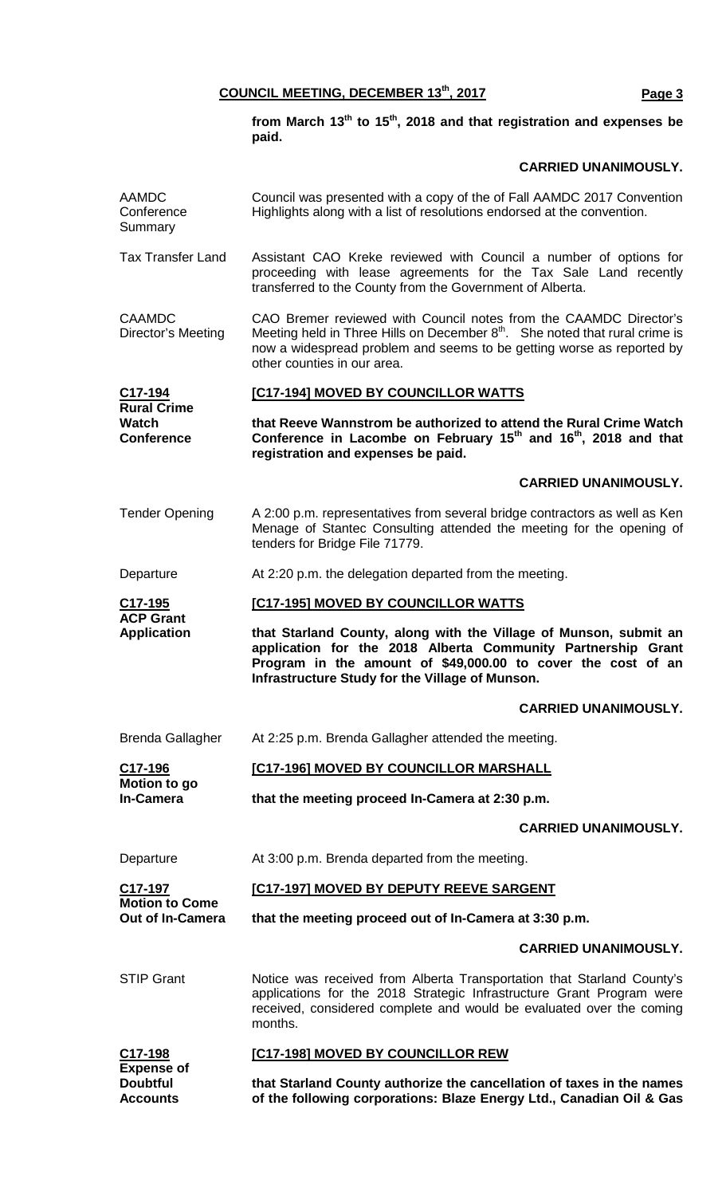**from March 13th to 15th, 2018 and that registration and expenses be paid.**

**CARRIED UNANIMOUSLY.**

AAMDC Conference Summary

Council was presented with a copy of the of Fall AAMDC 2017 Convention Highlights along with a list of resolutions endorsed at the convention.

Tax Transfer Land

Assistant CAO Kreke reviewed with Council a number of options for proceeding with lease agreements for the Tax Sale Land recently transferred to the County from the Government of Alberta.

CAAMDC Director's Meeting

CAO Bremer reviewed with Council notes from the CAAMDC Director's Meeting held in Three Hills on December 8th. She noted that rural crime is now a widespread problem and seems to be getting worse as reported by other counties in our area.

**C17-194**
**Rural Crime Watch Conference**

**[C17-194] MOVED BY COUNCILLOR WATTS**

**that Reeve Wannstrom be authorized to attend the Rural Crime Watch Conference in Lacombe on February 15th and 16th, 2018 and that registration and expenses be paid.**

**CARRIED UNANIMOUSLY.**

Tender Opening

A 2:00 p.m. representatives from several bridge contractors as well as Ken Menage of Stantec Consulting attended the meeting for the opening of tenders for Bridge File 71779.

Departure

At 2:20 p.m. the delegation departed from the meeting.

**C17-195**
**ACP Grant Application**

**[C17-195] MOVED BY COUNCILLOR WATTS**

**that Starland County, along with the Village of Munson, submit an application for the 2018 Alberta Community Partnership Grant Program in the amount of $49,000.00 to cover the cost of an Infrastructure Study for the Village of Munson.**

**CARRIED UNANIMOUSLY.**

Brenda Gallagher

At 2:25 p.m. Brenda Gallagher attended the meeting.

**C17-196**
**Motion to go In-Camera**

**[C17-196] MOVED BY COUNCILLOR MARSHALL**

**that the meeting proceed In-Camera at 2:30 p.m.**

**CARRIED UNANIMOUSLY.**

Departure

At 3:00 p.m. Brenda departed from the meeting.

**C17-197**
**Motion to Come Out of In-Camera**

**[C17-197] MOVED BY DEPUTY REEVE SARGENT**

**that the meeting proceed out of In-Camera at 3:30 p.m.**

**CARRIED UNANIMOUSLY.**

STIP Grant

Notice was received from Alberta Transportation that Starland County's applications for the 2018 Strategic Infrastructure Grant Program were received, considered complete and would be evaluated over the coming months.

**C17-198**
**Expense of Doubtful Accounts**

**[C17-198] MOVED BY COUNCILLOR REW**

**that Starland County authorize the cancellation of taxes in the names of the following corporations: Blaze Energy Ltd., Canadian Oil & Gas**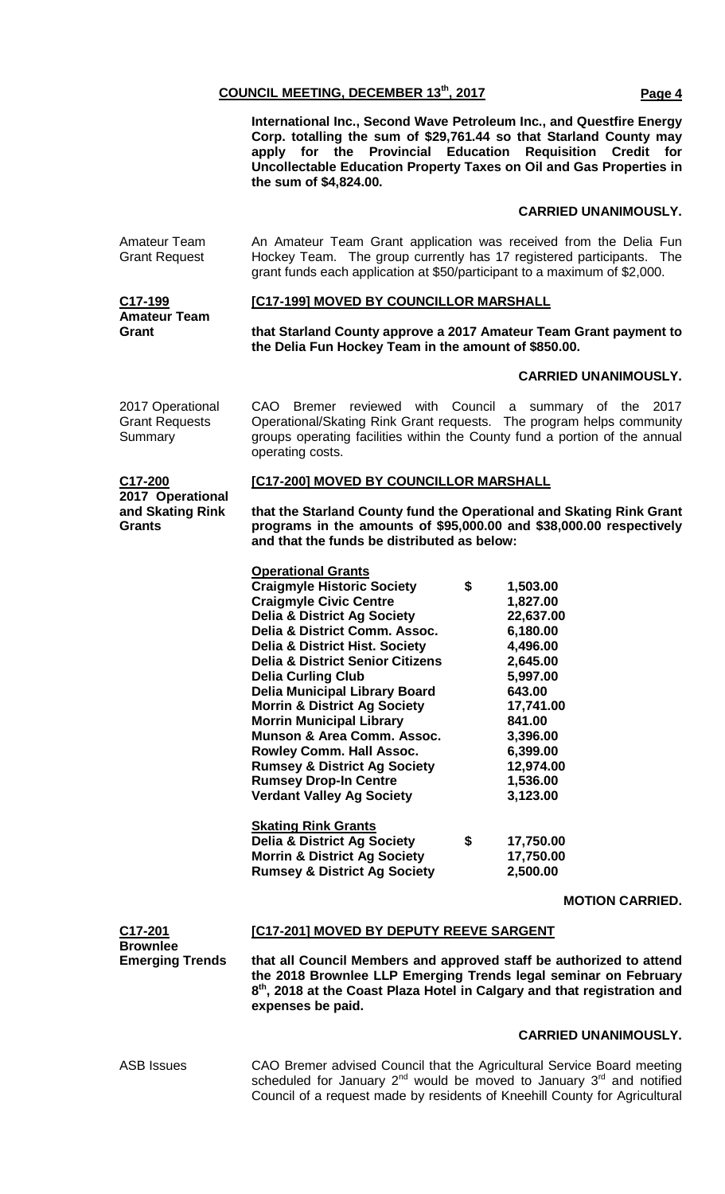**International Inc., Second Wave Petroleum Inc., and Questfire Energy Corp. totalling the sum of $29,761.44 so that Starland County may apply for the Provincial Education Requisition Credit for Uncollectable Education Property Taxes on Oil and Gas Properties in the sum of $4,824.00.**

**CARRIED UNANIMOUSLY.**

Amateur Team Grant Request

An Amateur Team Grant application was received from the Delia Fun Hockey Team. The group currently has 17 registered participants. The grant funds each application at $50/participant to a maximum of $2,000.

**C17-199 Amateur Team Grant**

**[C17-199] MOVED BY COUNCILLOR MARSHALL**

**that Starland County approve a 2017 Amateur Team Grant payment to the Delia Fun Hockey Team in the amount of $850.00.**

**CARRIED UNANIMOUSLY.**

2017 Operational Grant Requests Summary

CAO Bremer reviewed with Council a summary of the 2017 Operational/Skating Rink Grant requests. The program helps community groups operating facilities within the County fund a portion of the annual operating costs.

**C17-200 2017 Operational and Skating Rink Grants**

**[C17-200] MOVED BY COUNCILLOR MARSHALL**

**that the Starland County fund the Operational and Skating Rink Grant programs in the amounts of $95,000.00 and $38,000.00 respectively and that the funds be distributed as below:**

| **Operational Grants** | |
|---|---|
| **Craigmyle Historic Society** | **$ 1,503.00** |
| **Craigmyle Civic Centre** | **1,827.00** |
| **Delia & District Ag Society** | **22,637.00** |
| **Delia & District Comm. Assoc.** | **6,180.00** |
| **Delia & District Hist. Society** | **4,496.00** |
| **Delia & District Senior Citizens** | **2,645.00** |
| **Delia Curling Club** | **5,997.00** |
| **Delia Municipal Library Board** | **643.00** |
| **Morrin & District Ag Society** | **17,741.00** |
| **Morrin Municipal Library** | **841.00** |
| **Munson & Area Comm. Assoc.** | **3,396.00** |
| **Rowley Comm. Hall Assoc.** | **6,399.00** |
| **Rumsey & District Ag Society** | **12,974.00** |
| **Rumsey Drop-In Centre** | **1,536.00** |
| **Verdant Valley Ag Society** | **3,123.00** |

| **Skating Rink Grants** | |
|---|---|
| **Delia & District Ag Society** | **$ 17,750.00** |
| **Morrin & District Ag Society** | **17,750.00** |
| **Rumsey & District Ag Society** | **2,500.00** |

**MOTION CARRIED.**

**C17-201 Brownlee Emerging Trends**

**[C17-201] MOVED BY DEPUTY REEVE SARGENT**

**that all Council Members and approved staff be authorized to attend the 2018 Brownlee LLP Emerging Trends legal seminar on February 8th, 2018 at the Coast Plaza Hotel in Calgary and that registration and expenses be paid.**

**CARRIED UNANIMOUSLY.**

ASB Issues

CAO Bremer advised Council that the Agricultural Service Board meeting scheduled for January 2nd would be moved to January 3rd and notified Council of a request made by residents of Kneehill County for Agricultural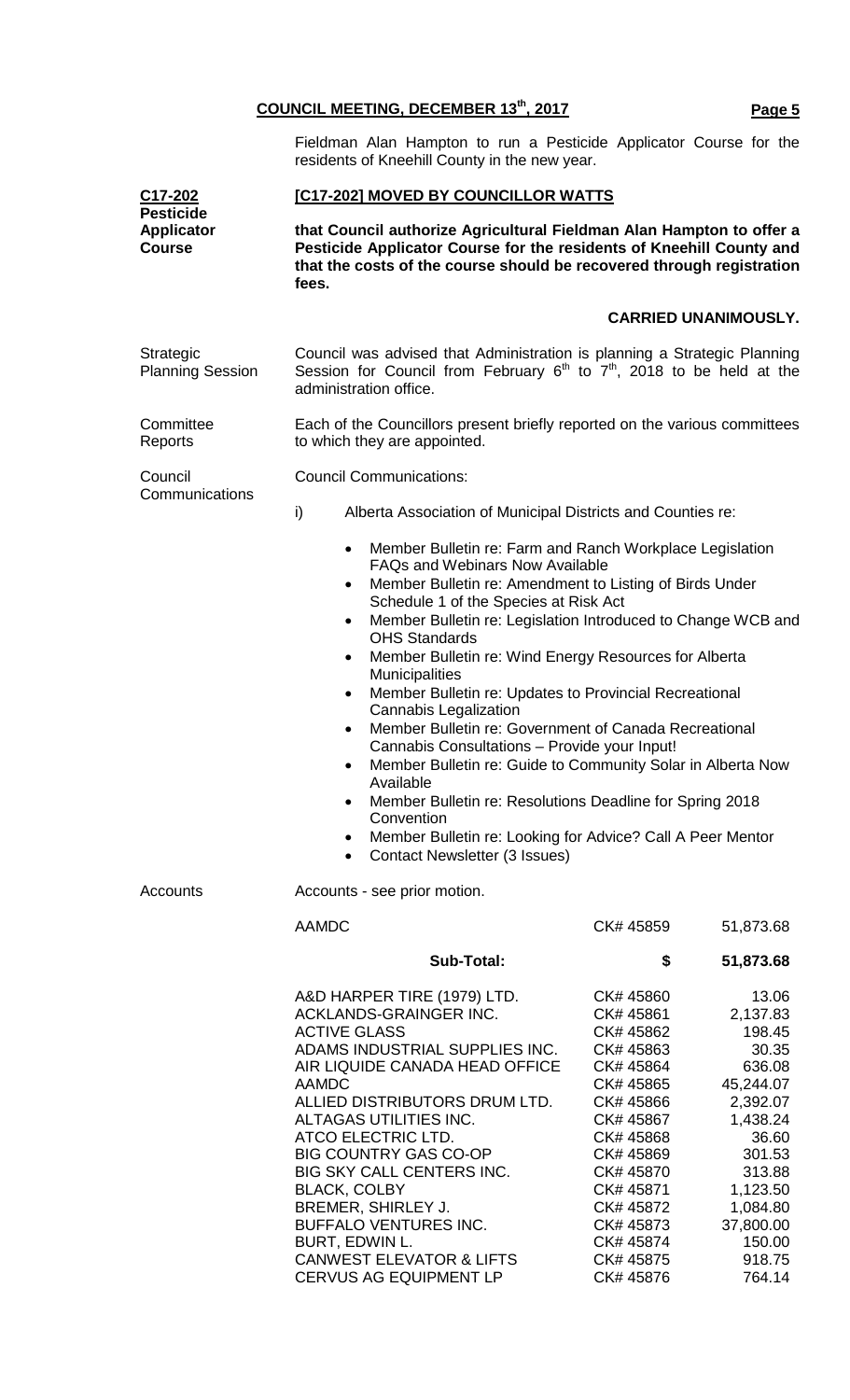Fieldman Alan Hampton to run a Pesticide Applicator Course for the residents of Kneehill County in the new year.

**C17-202**
**Pesticide Applicator Course**

**[C17-202] MOVED BY COUNCILLOR WATTS**

**that Council authorize Agricultural Fieldman Alan Hampton to offer a Pesticide Applicator Course for the residents of Kneehill County and that the costs of the course should be recovered through registration fees.**

**CARRIED UNANIMOUSLY.**

Strategic Planning Session

Council was advised that Administration is planning a Strategic Planning Session for Council from February 6th to 7th, 2018 to be held at the administration office.

Committee Reports

Each of the Councillors present briefly reported on the various committees to which they are appointed.

Council Communications

Council Communications:

i) Alberta Association of Municipal Districts and Counties re:

- Member Bulletin re: Farm and Ranch Workplace Legislation FAQs and Webinars Now Available
- Member Bulletin re: Amendment to Listing of Birds Under Schedule 1 of the Species at Risk Act
- Member Bulletin re: Legislation Introduced to Change WCB and OHS Standards
- Member Bulletin re: Wind Energy Resources for Alberta Municipalities
- Member Bulletin re: Updates to Provincial Recreational Cannabis Legalization
- Member Bulletin re: Government of Canada Recreational Cannabis Consultations – Provide your Input!
- Member Bulletin re: Guide to Community Solar in Alberta Now Available
- Member Bulletin re: Resolutions Deadline for Spring 2018 Convention
- Member Bulletin re: Looking for Advice? Call A Peer Mentor
- Contact Newsletter (3 Issues)

Accounts

Accounts - see prior motion.

| | | |
|---|---|---|
| AAMDC | CK# 45859 | 51,873.68 |
| **Sub-Total:** | **$** | **51,873.68** |
| A&D HARPER TIRE (1979) LTD. | CK# 45860 | 13.06 |
| ACKLANDS-GRAINGER INC. | CK# 45861 | 2,137.83 |
| ACTIVE GLASS | CK# 45862 | 198.45 |
| ADAMS INDUSTRIAL SUPPLIES INC. | CK# 45863 | 30.35 |
| AIR LIQUIDE CANADA HEAD OFFICE | CK# 45864 | 636.08 |
| AAMDC | CK# 45865 | 45,244.07 |
| ALLIED DISTRIBUTORS DRUM LTD. | CK# 45866 | 2,392.07 |
| ALTAGAS UTILITIES INC. | CK# 45867 | 1,438.24 |
| ATCO ELECTRIC LTD. | CK# 45868 | 36.60 |
| BIG COUNTRY GAS CO-OP | CK# 45869 | 301.53 |
| BIG SKY CALL CENTERS INC. | CK# 45870 | 313.88 |
| BLACK, COLBY | CK# 45871 | 1,123.50 |
| BREMER, SHIRLEY J. | CK# 45872 | 1,084.80 |
| BUFFALO VENTURES INC. | CK# 45873 | 37,800.00 |
| BURT, EDWIN L. | CK# 45874 | 150.00 |
| CANWEST ELEVATOR & LIFTS | CK# 45875 | 918.75 |
| CERVUS AG EQUIPMENT LP | CK# 45876 | 764.14 |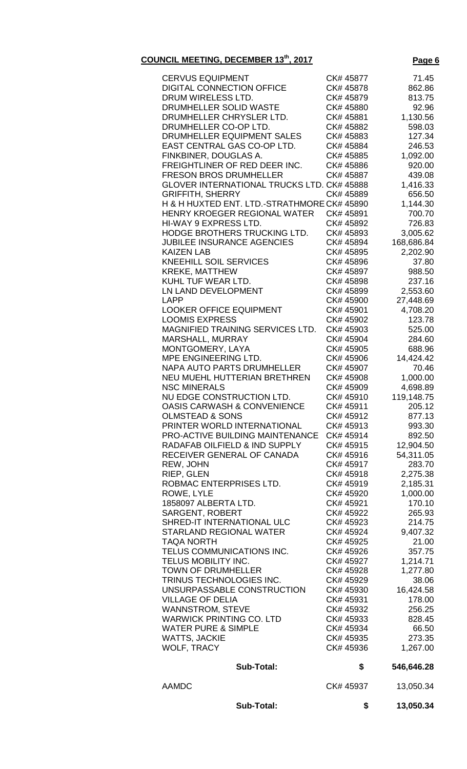| | | |
|---|---|---|
| CERVUS EQUIPMENT | CK# 45877 | 71.45 |
| DIGITAL CONNECTION OFFICE | CK# 45878 | 862.86 |
| DRUM WIRELESS LTD. | CK# 45879 | 813.75 |
| DRUMHELLER SOLID WASTE | CK# 45880 | 92.96 |
| DRUMHELLER CHRYSLER LTD. | CK# 45881 | 1,130.56 |
| DRUMHELLER CO-OP LTD. | CK# 45882 | 598.03 |
| DRUMHELLER EQUIPMENT SALES | CK# 45883 | 127.34 |
| EAST CENTRAL GAS CO-OP LTD. | CK# 45884 | 246.53 |
| FINKBINER, DOUGLAS A. | CK# 45885 | 1,092.00 |
| FREIGHTLINER OF RED DEER INC. | CK# 45886 | 920.00 |
| FRESON BROS DRUMHELLER | CK# 45887 | 439.08 |
| GLOVER INTERNATIONAL TRUCKS LTD. | CK# 45888 | 1,416.33 |
| GRIFFITH, SHERRY | CK# 45889 | 656.50 |
| H & H HUXTED ENT. LTD.-STRATHMORE | CK# 45890 | 1,144.30 |
| HENRY KROEGER REGIONAL WATER | CK# 45891 | 700.70 |
| HI-WAY 9 EXPRESS LTD. | CK# 45892 | 726.83 |
| HODGE BROTHERS TRUCKING LTD. | CK# 45893 | 3,005.62 |
| JUBILEE INSURANCE AGENCIES | CK# 45894 | 168,686.84 |
| KAIZEN LAB | CK# 45895 | 2,202.90 |
| KNEEHILL SOIL SERVICES | CK# 45896 | 37.80 |
| KREKE, MATTHEW | CK# 45897 | 988.50 |
| KUHL TUF WEAR LTD. | CK# 45898 | 237.16 |
| LN LAND DEVELOPMENT | CK# 45899 | 2,553.60 |
| LAPP | CK# 45900 | 27,448.69 |
| LOOKER OFFICE EQUIPMENT | CK# 45901 | 4,708.20 |
| LOOMIS EXPRESS | CK# 45902 | 123.78 |
| MAGNIFIED TRAINING SERVICES LTD. | CK# 45903 | 525.00 |
| MARSHALL, MURRAY | CK# 45904 | 284.60 |
| MONTGOMERY, LAYA | CK# 45905 | 688.96 |
| MPE ENGINEERING LTD. | CK# 45906 | 14,424.42 |
| NAPA AUTO PARTS DRUMHELLER | CK# 45907 | 70.46 |
| NEU MUEHL HUTTERIAN BRETHREN | CK# 45908 | 1,000.00 |
| NSC MINERALS | CK# 45909 | 4,698.89 |
| NU EDGE CONSTRUCTION LTD. | CK# 45910 | 119,148.75 |
| OASIS CARWASH & CONVENIENCE | CK# 45911 | 205.12 |
| OLMSTEAD & SONS | CK# 45912 | 877.13 |
| PRINTER WORLD INTERNATIONAL | CK# 45913 | 993.30 |
| PRO-ACTIVE BUILDING MAINTENANCE | CK# 45914 | 892.50 |
| RADAFAB OILFIELD & IND SUPPLY | CK# 45915 | 12,904.50 |
| RECEIVER GENERAL OF CANADA | CK# 45916 | 54,311.05 |
| REW, JOHN | CK# 45917 | 283.70 |
| RIEP, GLEN | CK# 45918 | 2,275.38 |
| ROBMAC ENTERPRISES LTD. | CK# 45919 | 2,185.31 |
| ROWE, LYLE | CK# 45920 | 1,000.00 |
| 1858097 ALBERTA LTD. | CK# 45921 | 170.10 |
| SARGENT, ROBERT | CK# 45922 | 265.93 |
| SHRED-IT INTERNATIONAL ULC | CK# 45923 | 214.75 |
| STARLAND REGIONAL WATER | CK# 45924 | 9,407.32 |
| TAQA NORTH | CK# 45925 | 21.00 |
| TELUS COMMUNICATIONS INC. | CK# 45926 | 357.75 |
| TELUS MOBILITY INC. | CK# 45927 | 1,214.71 |
| TOWN OF DRUMHELLER | CK# 45928 | 1,277.80 |
| TRINUS TECHNOLOGIES INC. | CK# 45929 | 38.06 |
| UNSURPASSABLE CONSTRUCTION | CK# 45930 | 16,424.58 |
| VILLAGE OF DELIA | CK# 45931 | 178.00 |
| WANNSTROM, STEVE | CK# 45932 | 256.25 |
| WARWICK PRINTING CO. LTD | CK# 45933 | 828.45 |
| WATER PURE & SIMPLE | CK# 45934 | 66.50 |
| WATTS, JACKIE | CK# 45935 | 273.35 |
| WOLF, TRACY | CK# 45936 | 1,267.00 |
| **Sub-Total:** | **$** | **546,646.28** |
| AAMDC | CK# 45937 | 13,050.34 |
| **Sub-Total:** | **$** | **13,050.34** |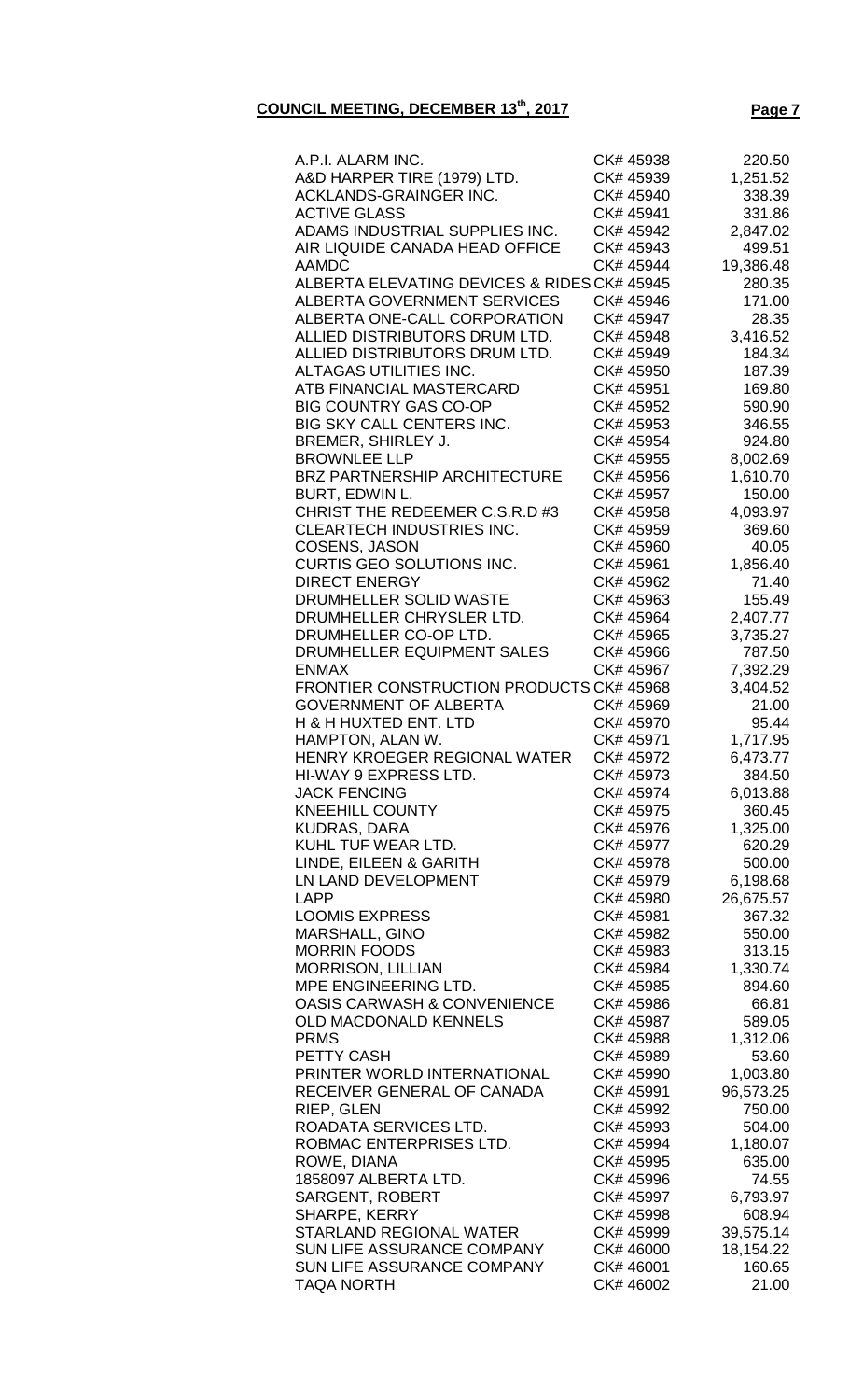**COUNCIL MEETING, DECEMBER 13th, 2017**

| Vendor | Cheque | Amount |
|---|---|---|
| A.P.I. ALARM INC. | CK# 45938 | 220.50 |
| A&D HARPER TIRE (1979) LTD. | CK# 45939 | 1,251.52 |
| ACKLANDS-GRAINGER INC. | CK# 45940 | 338.39 |
| ACTIVE GLASS | CK# 45941 | 331.86 |
| ADAMS INDUSTRIAL SUPPLIES INC. | CK# 45942 | 2,847.02 |
| AIR LIQUIDE CANADA HEAD OFFICE | CK# 45943 | 499.51 |
| AAMDC | CK# 45944 | 19,386.48 |
| ALBERTA ELEVATING DEVICES & RIDES | CK# 45945 | 280.35 |
| ALBERTA GOVERNMENT SERVICES | CK# 45946 | 171.00 |
| ALBERTA ONE-CALL CORPORATION | CK# 45947 | 28.35 |
| ALLIED DISTRIBUTORS DRUM LTD. | CK# 45948 | 3,416.52 |
| ALLIED DISTRIBUTORS DRUM LTD. | CK# 45949 | 184.34 |
| ALTAGAS UTILITIES INC. | CK# 45950 | 187.39 |
| ATB FINANCIAL MASTERCARD | CK# 45951 | 169.80 |
| BIG COUNTRY GAS CO-OP | CK# 45952 | 590.90 |
| BIG SKY CALL CENTERS INC. | CK# 45953 | 346.55 |
| BREMER, SHIRLEY J. | CK# 45954 | 924.80 |
| BROWNLEE LLP | CK# 45955 | 8,002.69 |
| BRZ PARTNERSHIP ARCHITECTURE | CK# 45956 | 1,610.70 |
| BURT, EDWIN L. | CK# 45957 | 150.00 |
| CHRIST THE REDEEMER C.S.R.D #3 | CK# 45958 | 4,093.97 |
| CLEARTECH INDUSTRIES INC. | CK# 45959 | 369.60 |
| COSENS, JASON | CK# 45960 | 40.05 |
| CURTIS GEO SOLUTIONS INC. | CK# 45961 | 1,856.40 |
| DIRECT ENERGY | CK# 45962 | 71.40 |
| DRUMHELLER SOLID WASTE | CK# 45963 | 155.49 |
| DRUMHELLER CHRYSLER LTD. | CK# 45964 | 2,407.77 |
| DRUMHELLER CO-OP LTD. | CK# 45965 | 3,735.27 |
| DRUMHELLER EQUIPMENT SALES | CK# 45966 | 787.50 |
| ENMAX | CK# 45967 | 7,392.29 |
| FRONTIER CONSTRUCTION PRODUCTS | CK# 45968 | 3,404.52 |
| GOVERNMENT OF ALBERTA | CK# 45969 | 21.00 |
| H & H HUXTED ENT. LTD | CK# 45970 | 95.44 |
| HAMPTON, ALAN W. | CK# 45971 | 1,717.95 |
| HENRY KROEGER REGIONAL WATER | CK# 45972 | 6,473.77 |
| HI-WAY 9 EXPRESS LTD. | CK# 45973 | 384.50 |
| JACK FENCING | CK# 45974 | 6,013.88 |
| KNEEHILL COUNTY | CK# 45975 | 360.45 |
| KUDRAS, DARA | CK# 45976 | 1,325.00 |
| KUHL TUF WEAR LTD. | CK# 45977 | 620.29 |
| LINDE, EILEEN & GARITH | CK# 45978 | 500.00 |
| LN LAND DEVELOPMENT | CK# 45979 | 6,198.68 |
| LAPP | CK# 45980 | 26,675.57 |
| LOOMIS EXPRESS | CK# 45981 | 367.32 |
| MARSHALL, GINO | CK# 45982 | 550.00 |
| MORRIN FOODS | CK# 45983 | 313.15 |
| MORRISON, LILLIAN | CK# 45984 | 1,330.74 |
| MPE ENGINEERING LTD. | CK# 45985 | 894.60 |
| OASIS CARWASH & CONVENIENCE | CK# 45986 | 66.81 |
| OLD MACDONALD KENNELS | CK# 45987 | 589.05 |
| PRMS | CK# 45988 | 1,312.06 |
| PETTY CASH | CK# 45989 | 53.60 |
| PRINTER WORLD INTERNATIONAL | CK# 45990 | 1,003.80 |
| RECEIVER GENERAL OF CANADA | CK# 45991 | 96,573.25 |
| RIEP, GLEN | CK# 45992 | 750.00 |
| ROADATA SERVICES LTD. | CK# 45993 | 504.00 |
| ROBMAC ENTERPRISES LTD. | CK# 45994 | 1,180.07 |
| ROWE, DIANA | CK# 45995 | 635.00 |
| 1858097 ALBERTA LTD. | CK# 45996 | 74.55 |
| SARGENT, ROBERT | CK# 45997 | 6,793.97 |
| SHARPE, KERRY | CK# 45998 | 608.94 |
| STARLAND REGIONAL WATER | CK# 45999 | 39,575.14 |
| SUN LIFE ASSURANCE COMPANY | CK# 46000 | 18,154.22 |
| SUN LIFE ASSURANCE COMPANY | CK# 46001 | 160.65 |
| TAQA NORTH | CK# 46002 | 21.00 |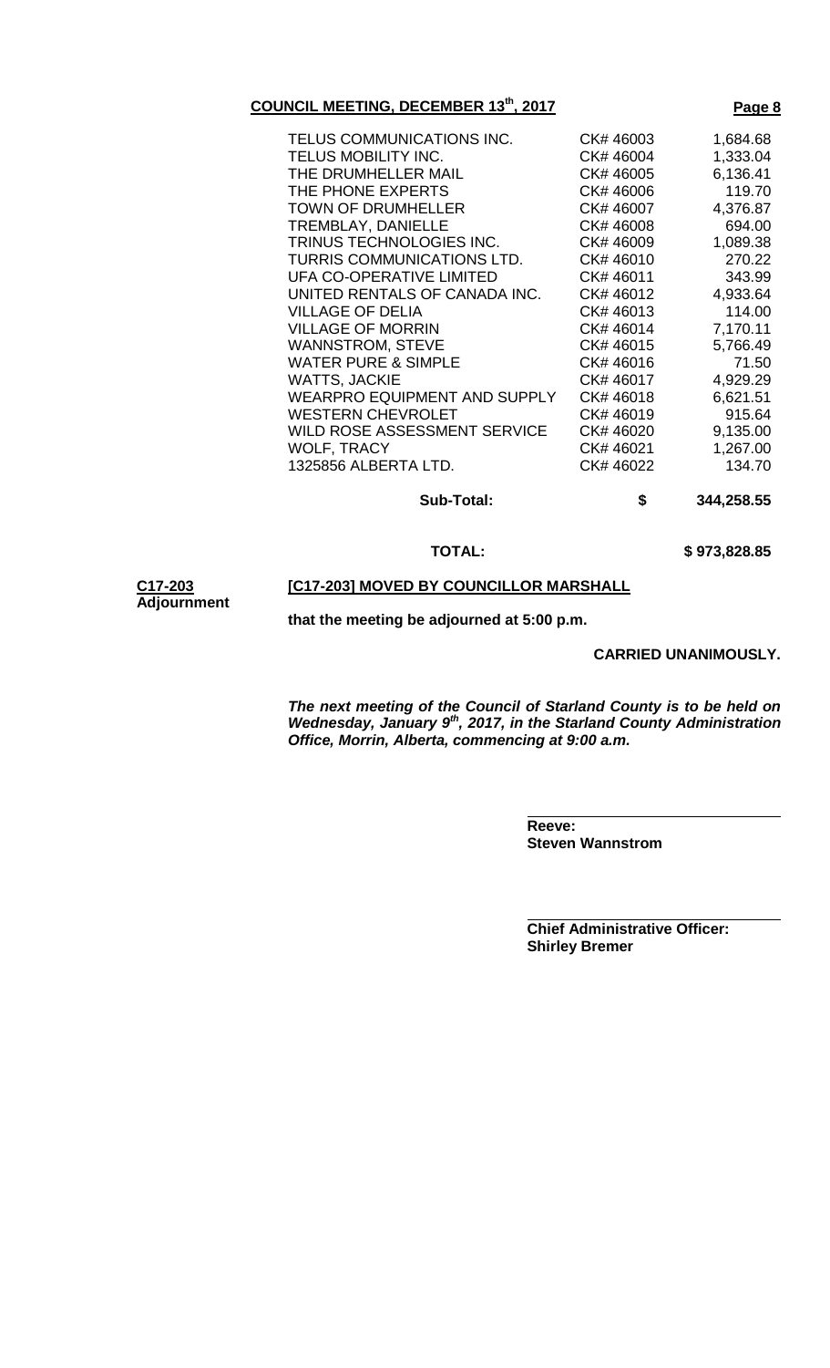| | | |
|---|---|---|
| TELUS COMMUNICATIONS INC. | CK# 46003 | 1,684.68 |
| TELUS MOBILITY INC. | CK# 46004 | 1,333.04 |
| THE DRUMHELLER MAIL | CK# 46005 | 6,136.41 |
| THE PHONE EXPERTS | CK# 46006 | 119.70 |
| TOWN OF DRUMHELLER | CK# 46007 | 4,376.87 |
| TREMBLAY, DANIELLE | CK# 46008 | 694.00 |
| TRINUS TECHNOLOGIES INC. | CK# 46009 | 1,089.38 |
| TURRIS COMMUNICATIONS LTD. | CK# 46010 | 270.22 |
| UFA CO-OPERATIVE LIMITED | CK# 46011 | 343.99 |
| UNITED RENTALS OF CANADA INC. | CK# 46012 | 4,933.64 |
| VILLAGE OF DELIA | CK# 46013 | 114.00 |
| VILLAGE OF MORRIN | CK# 46014 | 7,170.11 |
| WANNSTROM, STEVE | CK# 46015 | 5,766.49 |
| WATER PURE & SIMPLE | CK# 46016 | 71.50 |
| WATTS, JACKIE | CK# 46017 | 4,929.29 |
| WEARPRO EQUIPMENT AND SUPPLY | CK# 46018 | 6,621.51 |
| WESTERN CHEVROLET | CK# 46019 | 915.64 |
| WILD ROSE ASSESSMENT SERVICE | CK# 46020 | 9,135.00 |
| WOLF, TRACY | CK# 46021 | 1,267.00 |
| 1325856 ALBERTA LTD. | CK# 46022 | 134.70 |
| **Sub-Total:** | **$** | **344,258.55** |

**TOTAL:** **$ 973,828.85**

**C17-203**
**Adjournment**

**[C17-203] MOVED BY COUNCILLOR MARSHALL**

**that the meeting be adjourned at 5:00 p.m.**

**CARRIED UNANIMOUSLY.**

***The next meeting of the Council of Starland County is to be held on Wednesday, January 9th, 2017, in the Starland County Administration Office, Morrin, Alberta, commencing at 9:00 a.m.***

**Reeve:**
**Steven Wannstrom**

**Chief Administrative Officer:**
**Shirley Bremer**